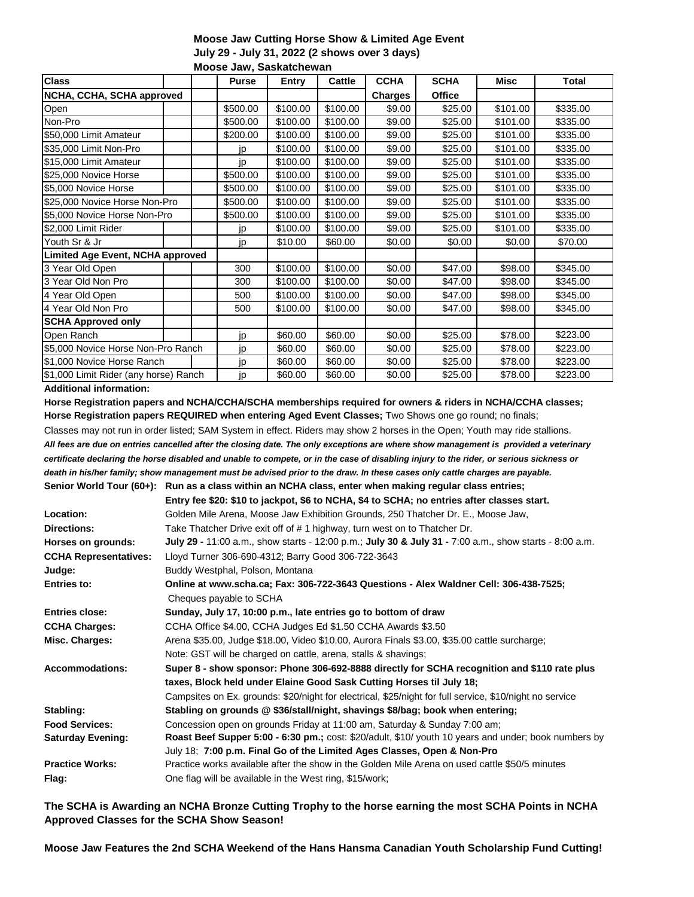**Moose Jaw Cutting Horse Show & Limited Age Event**
**July 29 - July 31, 2022 (2 shows over 3 days)**
**Moose Jaw, Saskatchewan**

| Class | Purse | Entry | Cattle | CCHA | SCHA | Misc | Total |
|---|---|---|---|---|---|---|---|
| **NCHA, CCHA, SCHA approved** | | | | **Charges** | **Office** | | |
| Open | $500.00 | $100.00 | $100.00 | $9.00 | $25.00 | $101.00 | $335.00 |
| Non-Pro | $500.00 | $100.00 | $100.00 | $9.00 | $25.00 | $101.00 | $335.00 |
| $50,000 Limit Amateur | $200.00 | $100.00 | $100.00 | $9.00 | $25.00 | $101.00 | $335.00 |
| $35,000 Limit Non-Pro | jp | $100.00 | $100.00 | $9.00 | $25.00 | $101.00 | $335.00 |
| $15,000 Limit Amateur | jp | $100.00 | $100.00 | $9.00 | $25.00 | $101.00 | $335.00 |
| $25,000 Novice Horse | $500.00 | $100.00 | $100.00 | $9.00 | $25.00 | $101.00 | $335.00 |
| $5,000 Novice Horse | $500.00 | $100.00 | $100.00 | $9.00 | $25.00 | $101.00 | $335.00 |
| $25,000 Novice Horse Non-Pro | $500.00 | $100.00 | $100.00 | $9.00 | $25.00 | $101.00 | $335.00 |
| $5,000 Novice Horse Non-Pro | $500.00 | $100.00 | $100.00 | $9.00 | $25.00 | $101.00 | $335.00 |
| $2,000 Limit Rider | jp | $100.00 | $100.00 | $9.00 | $25.00 | $101.00 | $335.00 |
| Youth Sr & Jr | jp | $10.00 | $60.00 | $0.00 | $0.00 | $0.00 | $70.00 |
| **Limited Age Event, NCHA approved** | | | | | | | |
| 3 Year Old Open | 300 | $100.00 | $100.00 | $0.00 | $47.00 | $98.00 | $345.00 |
| 3 Year Old Non Pro | 300 | $100.00 | $100.00 | $0.00 | $47.00 | $98.00 | $345.00 |
| 4 Year Old Open | 500 | $100.00 | $100.00 | $0.00 | $47.00 | $98.00 | $345.00 |
| 4 Year Old Non Pro | 500 | $100.00 | $100.00 | $0.00 | $47.00 | $98.00 | $345.00 |
| **SCHA Approved only** | | | | | | | |
| Open Ranch | jp | $60.00 | $60.00 | $0.00 | $25.00 | $78.00 | $223.00 |
| $5,000 Novice Horse Non-Pro Ranch | jp | $60.00 | $60.00 | $0.00 | $25.00 | $78.00 | $223.00 |
| $1,000 Novice Horse Ranch | jp | $60.00 | $60.00 | $0.00 | $25.00 | $78.00 | $223.00 |
| $1,000 Limit Rider (any horse) Ranch | jp | $60.00 | $60.00 | $0.00 | $25.00 | $78.00 | $223.00 |

**Additional information:**

**Horse Registration papers and NCHA/CCHA/SCHA memberships required for owners & riders in NCHA/CCHA classes;**
**Horse Registration papers REQUIRED when entering Aged Event Classes;** Two Shows one go round; no finals;
Classes may not run in order listed; SAM System in effect. Riders may show 2 horses in the Open; Youth may ride stallions.
***All fees are due on entries cancelled after the closing date. The only exceptions are where show management is provided a veterinary certificate declaring the horse disabled and unable to compete, or in the case of disabling injury to the rider, or serious sickness or death in his/her family; show management must be advised prior to the draw. In these cases only cattle charges are payable.***

**Senior World Tour (60+):** **Run as a class within an NCHA class, enter when making regular class entries; Entry fee $20: $10 to jackpot, $6 to NCHA, $4 to SCHA; no entries after classes start.**

**Location:** Golden Mile Arena, Moose Jaw Exhibition Grounds, 250 Thatcher Dr. E., Moose Jaw,

**Directions:** Take Thatcher Drive exit off of # 1 highway, turn west on to Thatcher Dr.

**Horses on grounds:** **July 29 -** 11:00 a.m., show starts - 12:00 p.m.; **July 30 & July 31 -** 7:00 a.m., show starts - 8:00 a.m.

**CCHA Representatives:** Lloyd Turner 306-690-4312; Barry Good 306-722-3643

**Judge:** Buddy Westphal, Polson, Montana

**Entries to:** **Online at www.scha.ca; Fax: 306-722-3643 Questions - Alex Waldner Cell: 306-438-7525;** Cheques payable to SCHA

**Entries close:** **Sunday, July 17, 10:00 p.m., late entries go to bottom of draw**

**CCHA Charges:** CCHA Office $4.00, CCHA Judges Ed $1.50 CCHA Awards $3.50

**Misc. Charges:** Arena $35.00, Judge $18.00, Video $10.00, Aurora Finals $3.00, $35.00 cattle surcharge; Note: GST will be charged on cattle, arena, stalls & shavings;

**Accommodations:** **Super 8 - show sponsor: Phone 306-692-8888 directly for SCHA recognition and $110 rate plus taxes, Block held under Elaine Good Sask Cutting Horses til July 18;** Campsites on Ex. grounds: $20/night for electrical, $25/night for full service, $10/night no service

**Stabling:** **Stabling on grounds @ $36/stall/night, shavings $8/bag; book when entering;**

**Food Services:** Concession open on grounds Friday at 11:00 am, Saturday & Sunday 7:00 am;

**Saturday Evening:** **Roast Beef Supper 5:00 - 6:30 pm.;** cost: $20/adult, $10/ youth 10 years and under; book numbers by July 18; **7:00 p.m. Final Go of the Limited Ages Classes, Open & Non-Pro**

**Practice Works:** Practice works available after the show in the Golden Mile Arena on used cattle $50/5 minutes

**Flag:** One flag will be available in the West ring, $15/work;

**The SCHA is Awarding an NCHA Bronze Cutting Trophy to the horse earning the most SCHA Points in NCHA Approved Classes for the SCHA Show Season!**

**Moose Jaw Features the 2nd SCHA Weekend of the Hans Hansma Canadian Youth Scholarship Fund Cutting!**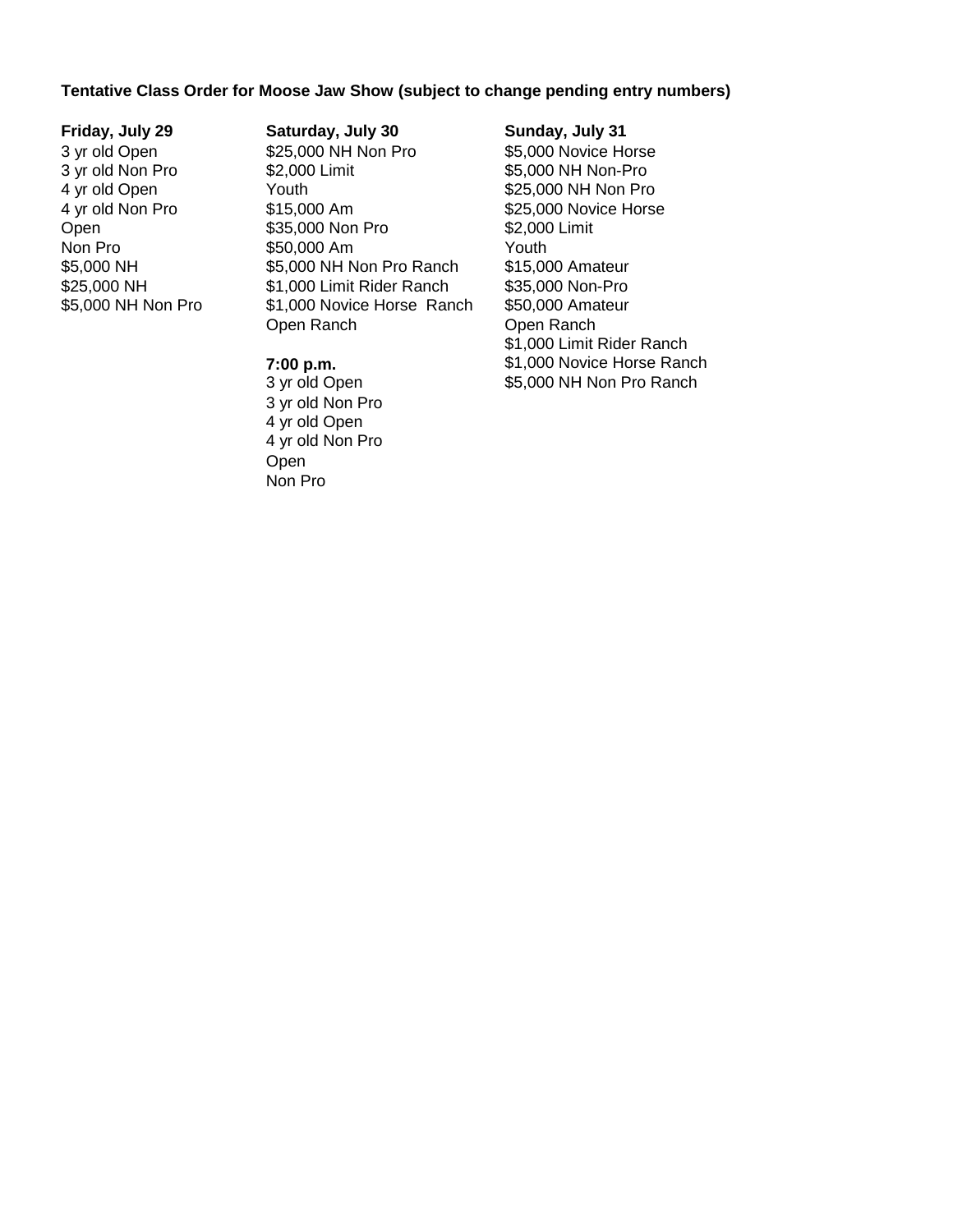**Tentative Class Order for Moose Jaw Show (subject to change pending entry numbers)**

**Friday, July 29**

3 yr old Open
3 yr old Non Pro
4 yr old Open
4 yr old Non Pro
Open
Non Pro
$5,000 NH
$25,000 NH
$5,000 NH Non Pro

**Saturday, July 30**

$25,000 NH Non Pro
$2,000 Limit
Youth
$15,000 Am
$35,000 Non Pro
$50,000 Am
$5,000 NH Non Pro Ranch
$1,000 Limit Rider Ranch
$1,000 Novice Horse Ranch
Open Ranch

**7:00 p.m.**

3 yr old Open
3 yr old Non Pro
4 yr old Open
4 yr old Non Pro
Open
Non Pro

**Sunday, July 31**

$5,000 Novice Horse
$5,000 NH Non-Pro
$25,000 NH Non Pro
$25,000 Novice Horse
$2,000 Limit
Youth
$15,000 Amateur
$35,000 Non-Pro
$50,000 Amateur
Open Ranch
$1,000 Limit Rider Ranch
$1,000 Novice Horse Ranch
$5,000 NH Non Pro Ranch